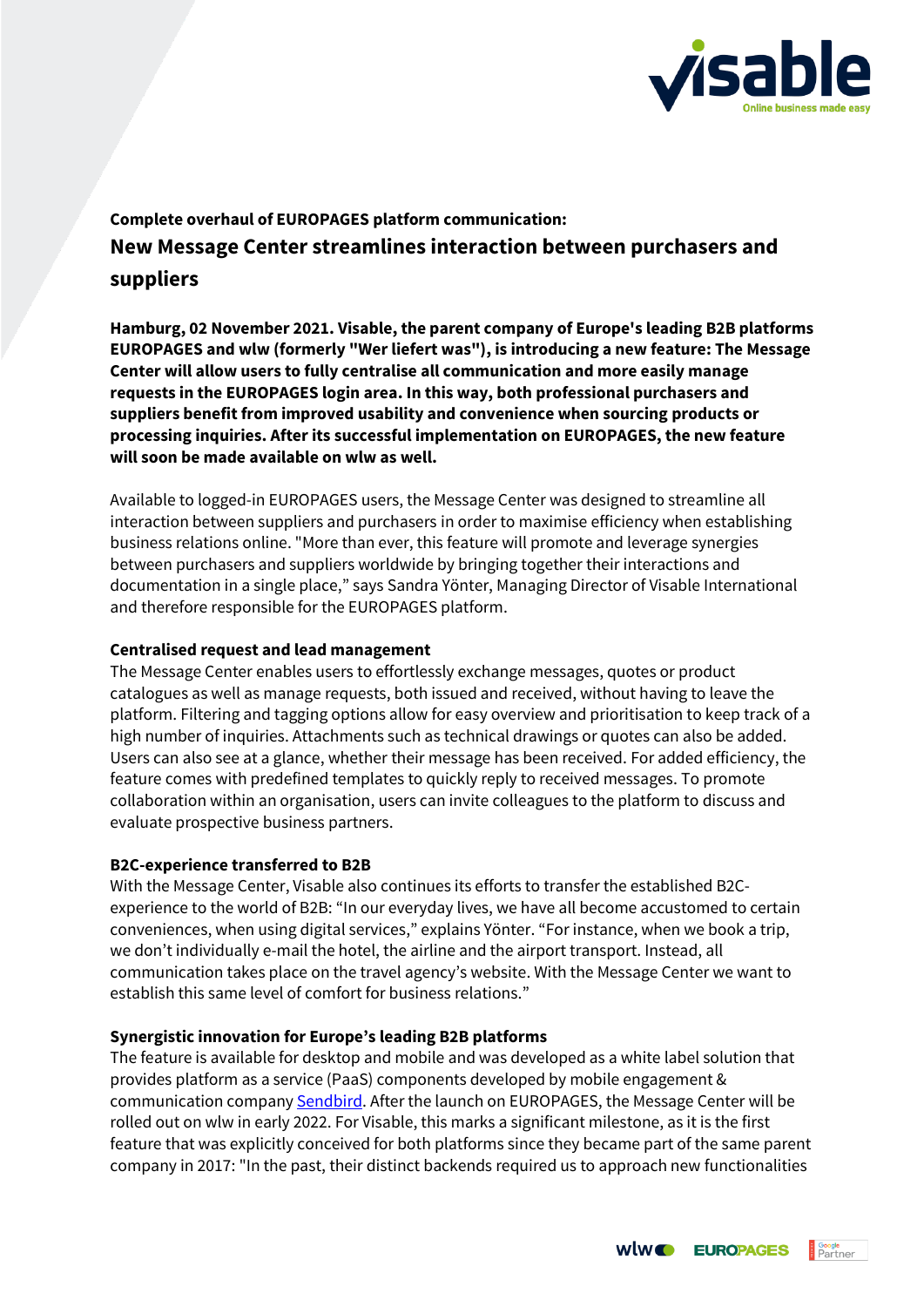**Complete overhaul of EUROPAGES platform communication:**

## New Message Center streamlines interaction between purchasers and suppliers

**Hamburg, 02 November 2021. Visable, the parent company of Europe's leading B2B platforms EUROPAGES and wlw (formerly "Wer liefert was"), is introducing a new feature: The Message Center will allow users to fully centralise all communication and more easily manage requests in the EUROPAGES login area. In this way, both professional purchasers and suppliers benefit from improved usability and convenience when sourcing products or processing inquiries. After its successful implementation on EUROPAGES, the new feature will soon be made available on wlw as well.**

Available to logged-in EUROPAGES users, the Message Center was designed to streamline all interaction between suppliers and purchasers in order to maximise efficiency when establishing business relations online. "More than ever, this feature will promote and leverage synergies between purchasers and suppliers worldwide by bringing together their interactions and documentation in a single place," says Sandra Yönter, Managing Director of Visable International and therefore responsible for the EUROPAGES platform.

**Centralised request and lead management**

The Message Center enables users to effortlessly exchange messages, quotes or product catalogues as well as manage requests, both issued and received, without having to leave the platform. Filtering and tagging options allow for easy overview and prioritisation to keep track of a high number of inquiries. Attachments such as technical drawings or quotes can also be added. Users can also see at a glance, whether their message has been received. For added efficiency, the feature comes with predefined templates to quickly reply to received messages. To promote collaboration within an organisation, users can invite colleagues to the platform to discuss and evaluate prospective business partners.

**B2C-experience transferred to B2B**

With the Message Center, Visable also continues its efforts to transfer the established B2C-experience to the world of B2B: "In our everyday lives, we have all become accustomed to certain conveniences, when using digital services," explains Yönter. "For instance, when we book a trip, we don't individually e-mail the hotel, the airline and the airport transport. Instead, all communication takes place on the travel agency's website. With the Message Center we want to establish this same level of comfort for business relations."

**Synergistic innovation for Europe's leading B2B platforms**

The feature is available for desktop and mobile and was developed as a white label solution that provides platform as a service (PaaS) components developed by mobile engagement & communication company Sendbird. After the launch on EUROPAGES, the Message Center will be rolled out on wlw in early 2022. For Visable, this marks a significant milestone, as it is the first feature that was explicitly conceived for both platforms since they became part of the same parent company in 2017: "In the past, their distinct backends required us to approach new functionalities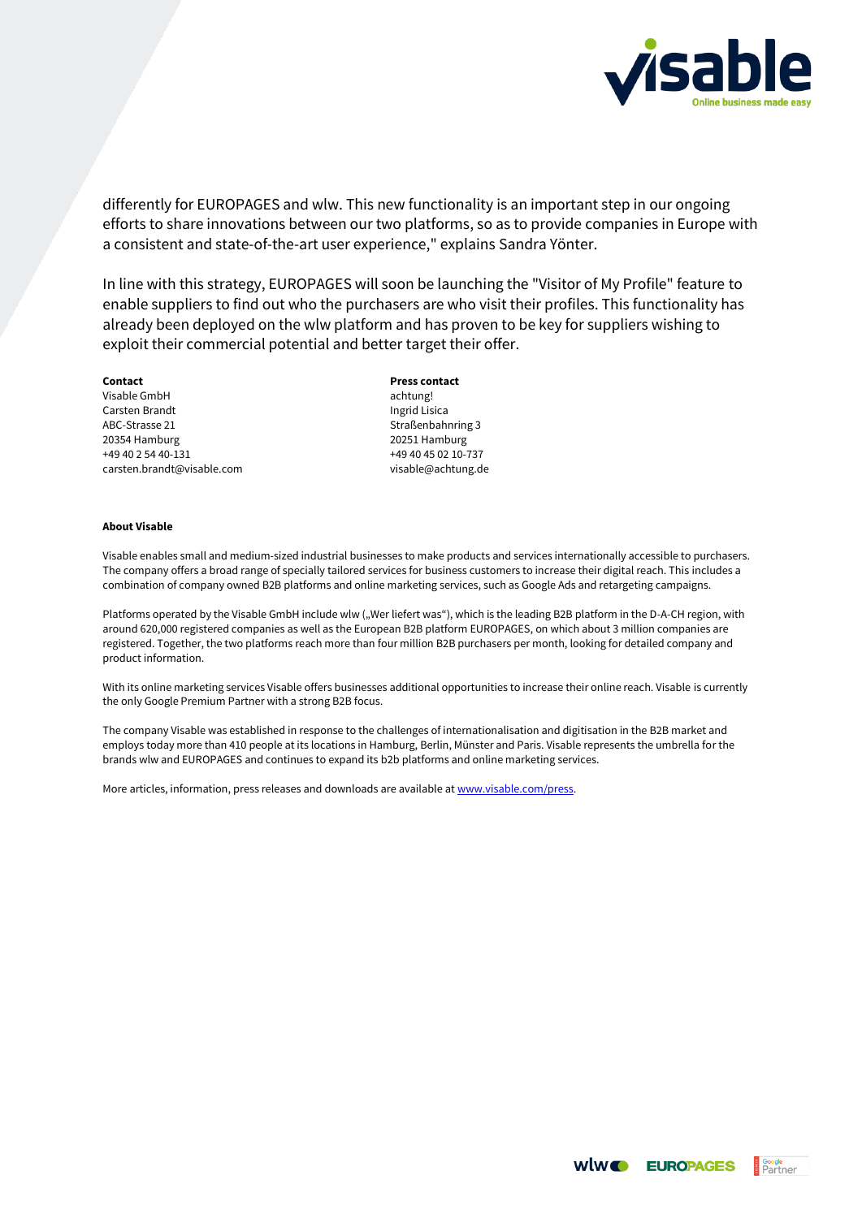differently for EUROPAGES and wlw. This new functionality is an important step in our ongoing efforts to share innovations between our two platforms, so as to provide companies in Europe with a consistent and state-of-the-art user experience," explains Sandra Yönter.

In line with this strategy, EUROPAGES will soon be launching the "Visitor of My Profile" feature to enable suppliers to find out who the purchasers are who visit their profiles. This functionality has already been deployed on the wlw platform and has proven to be key for suppliers wishing to exploit their commercial potential and better target their offer.

**Contact**
Visable GmbH
Carsten Brandt
ABC-Strasse 21
20354 Hamburg
+49 40 2 54 40-131
carsten.brandt@visable.com

**Press contact**
achtung!
Ingrid Lisica
Straßenbahnring 3
20251 Hamburg
+49 40 45 02 10-737
visable@achtung.de

**About Visable**

Visable enables small and medium-sized industrial businesses to make products and services internationally accessible to purchasers. The company offers a broad range of specially tailored services for business customers to increase their digital reach. This includes a combination of company owned B2B platforms and online marketing services, such as Google Ads and retargeting campaigns.

Platforms operated by the Visable GmbH include wlw („Wer liefert was“), which is the leading B2B platform in the D-A-CH region, with around 620,000 registered companies as well as the European B2B platform EUROPAGES, on which about 3 million companies are registered. Together, the two platforms reach more than four million B2B purchasers per month, looking for detailed company and product information.

With its online marketing services Visable offers businesses additional opportunities to increase their online reach. Visable is currently the only Google Premium Partner with a strong B2B focus.

The company Visable was established in response to the challenges of internationalisation and digitisation in the B2B market and employs today more than 410 people at its locations in Hamburg, Berlin, Münster and Paris. Visable represents the umbrella for the brands wlw and EUROPAGES and continues to expand its b2b platforms and online marketing services.

More articles, information, press releases and downloads are available at [www.visable.com/press](www.visable.com/press).